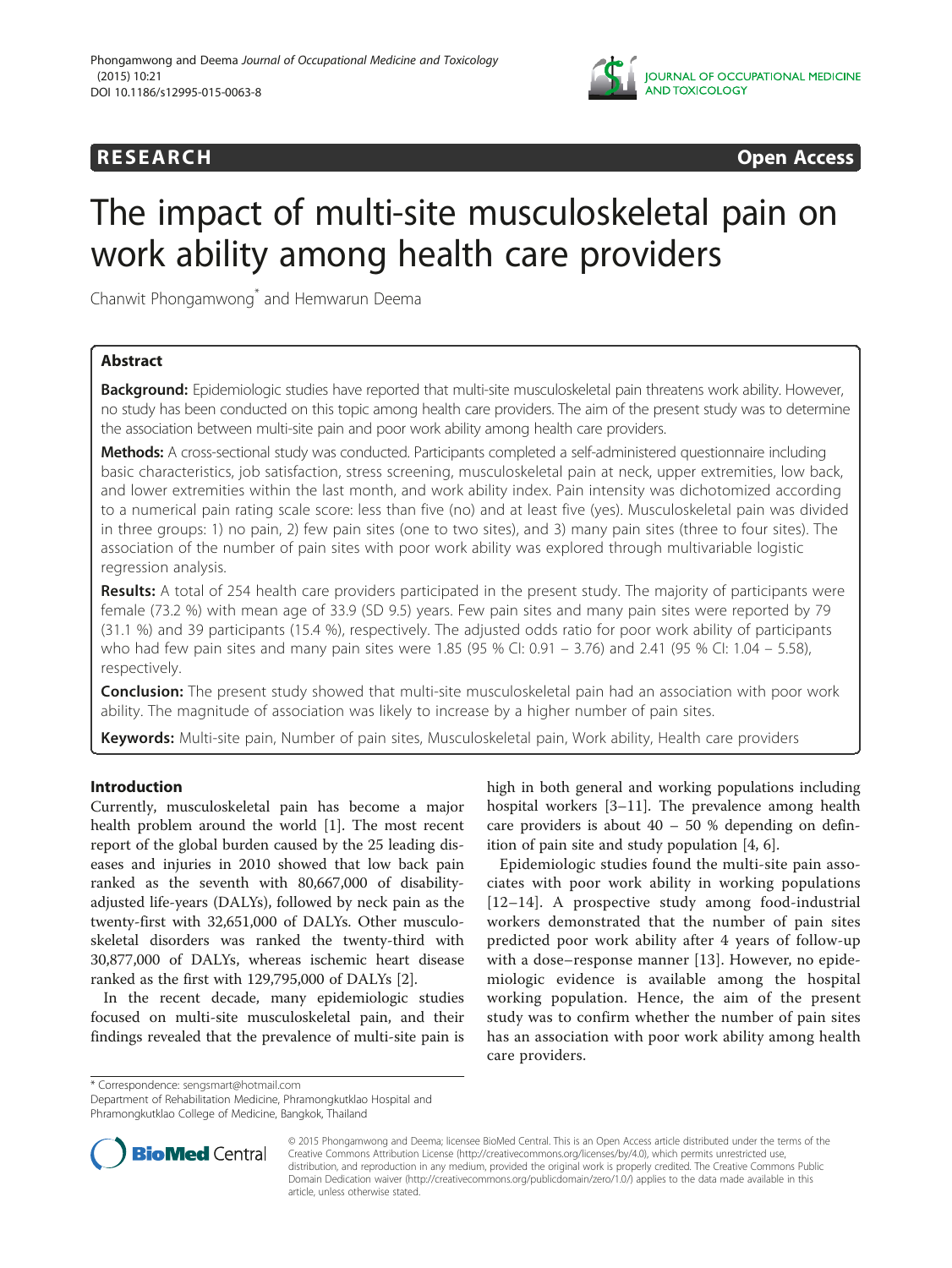RESEARCH Open Access

# The impact of multi-site musculoskeletal pain on work ability among health care providers

Chanwit Phongamwong* and Hemwarun Deema

## Abstract

**Background:** Epidemiologic studies have reported that multi-site musculoskeletal pain threatens work ability. However, no study has been conducted on this topic among health care providers. The aim of the present study was to determine the association between multi-site pain and poor work ability among health care providers.

**Methods:** A cross-sectional study was conducted. Participants completed a self-administered questionnaire including basic characteristics, job satisfaction, stress screening, musculoskeletal pain at neck, upper extremities, low back, and lower extremities within the last month, and work ability index. Pain intensity was dichotomized according to a numerical pain rating scale score: less than five (no) and at least five (yes). Musculoskeletal pain was divided in three groups: 1) no pain, 2) few pain sites (one to two sites), and 3) many pain sites (three to four sites). The association of the number of pain sites with poor work ability was explored through multivariable logistic regression analysis.

**Results:** A total of 254 health care providers participated in the present study. The majority of participants were female (73.2 %) with mean age of 33.9 (SD 9.5) years. Few pain sites and many pain sites were reported by 79 (31.1 %) and 39 participants (15.4 %), respectively. The adjusted odds ratio for poor work ability of participants who had few pain sites and many pain sites were 1.85 (95 % CI: 0.91 – 3.76) and 2.41 (95 % CI: 1.04 – 5.58), respectively.

**Conclusion:** The present study showed that multi-site musculoskeletal pain had an association with poor work ability. The magnitude of association was likely to increase by a higher number of pain sites.

**Keywords:** Multi-site pain, Number of pain sites, Musculoskeletal pain, Work ability, Health care providers

## Introduction

Currently, musculoskeletal pain has become a major health problem around the world [1]. The most recent report of the global burden caused by the 25 leading diseases and injuries in 2010 showed that low back pain ranked as the seventh with 80,667,000 of disability-adjusted life-years (DALYs), followed by neck pain as the twenty-first with 32,651,000 of DALYs. Other musculoskeletal disorders was ranked the twenty-third with 30,877,000 of DALYs, whereas ischemic heart disease ranked as the first with 129,795,000 of DALYs [2].

In the recent decade, many epidemiologic studies focused on multi-site musculoskeletal pain, and their findings revealed that the prevalence of multi-site pain is high in both general and working populations including hospital workers [3–11]. The prevalence among health care providers is about 40 – 50 % depending on definition of pain site and study population [4, 6].

Epidemiologic studies found the multi-site pain associates with poor work ability in working populations [12–14]. A prospective study among food-industrial workers demonstrated that the number of pain sites predicted poor work ability after 4 years of follow-up with a dose–response manner [13]. However, no epidemiologic evidence is available among the hospital working population. Hence, the aim of the present study was to confirm whether the number of pain sites has an association with poor work ability among health care providers.

* Correspondence: sengsmart@hotmail.com
Department of Rehabilitation Medicine, Phramongkutklao Hospital and Phramongkutklao College of Medicine, Bangkok, Thailand

© 2015 Phongamwong and Deema; licensee BioMed Central. This is an Open Access article distributed under the terms of the Creative Commons Attribution License (http://creativecommons.org/licenses/by/4.0), which permits unrestricted use, distribution, and reproduction in any medium, provided the original work is properly credited. The Creative Commons Public Domain Dedication waiver (http://creativecommons.org/publicdomain/zero/1.0/) applies to the data made available in this article, unless otherwise stated.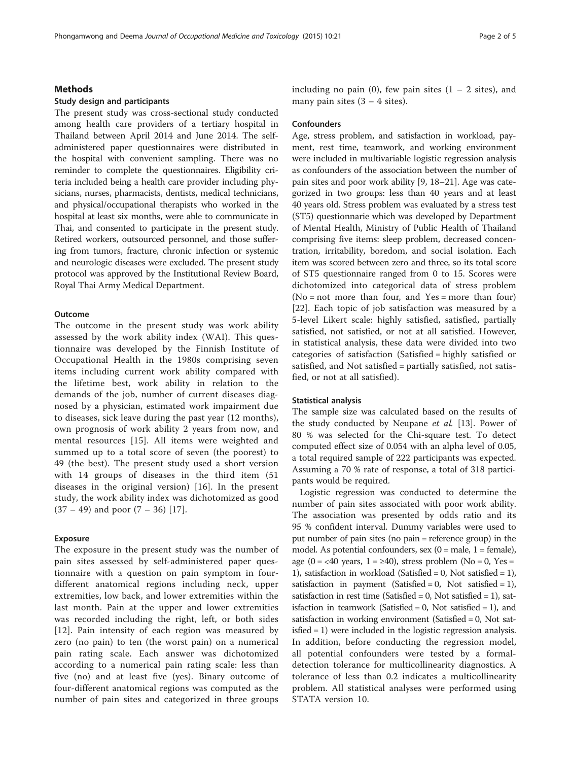## Methods

### Study design and participants

The present study was cross-sectional study conducted among health care providers of a tertiary hospital in Thailand between April 2014 and June 2014. The self-administered paper questionnaires were distributed in the hospital with convenient sampling. There was no reminder to complete the questionnaires. Eligibility criteria included being a health care provider including physicians, nurses, pharmacists, dentists, medical technicians, and physical/occupational therapists who worked in the hospital at least six months, were able to communicate in Thai, and consented to participate in the present study. Retired workers, outsourced personnel, and those suffering from tumors, fracture, chronic infection or systemic and neurologic diseases were excluded. The present study protocol was approved by the Institutional Review Board, Royal Thai Army Medical Department.

### Outcome

The outcome in the present study was work ability assessed by the work ability index (WAI). This questionnaire was developed by the Finnish Institute of Occupational Health in the 1980s comprising seven items including current work ability compared with the lifetime best, work ability in relation to the demands of the job, number of current diseases diagnosed by a physician, estimated work impairment due to diseases, sick leave during the past year (12 months), own prognosis of work ability 2 years from now, and mental resources [15]. All items were weighted and summed up to a total score of seven (the poorest) to 49 (the best). The present study used a short version with 14 groups of diseases in the third item (51 diseases in the original version) [16]. In the present study, the work ability index was dichotomized as good (37 – 49) and poor (7 – 36) [17].

### Exposure

The exposure in the present study was the number of pain sites assessed by self-administered paper questionnaire with a question on pain symptom in four-different anatomical regions including neck, upper extremities, low back, and lower extremities within the last month. Pain at the upper and lower extremities was recorded including the right, left, or both sides [12]. Pain intensity of each region was measured by zero (no pain) to ten (the worst pain) on a numerical pain rating scale. Each answer was dichotomized according to a numerical pain rating scale: less than five (no) and at least five (yes). Binary outcome of four-different anatomical regions was computed as the number of pain sites and categorized in three groups including no pain (0), few pain sites (1 – 2 sites), and many pain sites (3 – 4 sites).

### Confounders

Age, stress problem, and satisfaction in workload, payment, rest time, teamwork, and working environment were included in multivariable logistic regression analysis as confounders of the association between the number of pain sites and poor work ability [9, 18–21]. Age was categorized in two groups: less than 40 years and at least 40 years old. Stress problem was evaluated by a stress test (ST5) questionnarie which was developed by Department of Mental Health, Ministry of Public Health of Thailand comprising five items: sleep problem, decreased concentration, irritability, boredom, and social isolation. Each item was scored between zero and three, so its total score of ST5 questionnaire ranged from 0 to 15. Scores were dichotomized into categorical data of stress problem (No = not more than four, and Yes = more than four) [22]. Each topic of job satisfaction was measured by a 5-level Likert scale: highly satisfied, satisfied, partially satisfied, not satisfied, or not at all satisfied. However, in statistical analysis, these data were divided into two categories of satisfaction (Satisfied = highly satisfied or satisfied, and Not satisfied = partially satisfied, not satisfied, or not at all satisfied).

### Statistical analysis

The sample size was calculated based on the results of the study conducted by Neupane *et al.* [13]. Power of 80 % was selected for the Chi-square test. To detect computed effect size of 0.054 with an alpha level of 0.05, a total required sample of 222 participants was expected. Assuming a 70 % rate of response, a total of 318 participants would be required.

Logistic regression was conducted to determine the number of pain sites associated with poor work ability. The association was presented by odds ratio and its 95 % confident interval. Dummy variables were used to put number of pain sites (no pain = reference group) in the model. As potential confounders, sex (0 = male, 1 = female), age (0 = <40 years, 1 = ≥40), stress problem (No = 0, Yes = 1), satisfaction in workload (Satisfied = 0, Not satisfied = 1), satisfaction in payment (Satisfied = 0, Not satisfied = 1), satisfaction in rest time (Satisfied = 0, Not satisfied = 1), satisfaction in teamwork (Satisfied = 0, Not satisfied = 1), and satisfaction in working environment (Satisfied = 0, Not satisfied = 1) were included in the logistic regression analysis. In addition, before conducting the regression model, all potential confounders were tested by a formal-detection tolerance for multicollinearity diagnostics. A tolerance of less than 0.2 indicates a multicollinearity problem. All statistical analyses were performed using STATA version 10.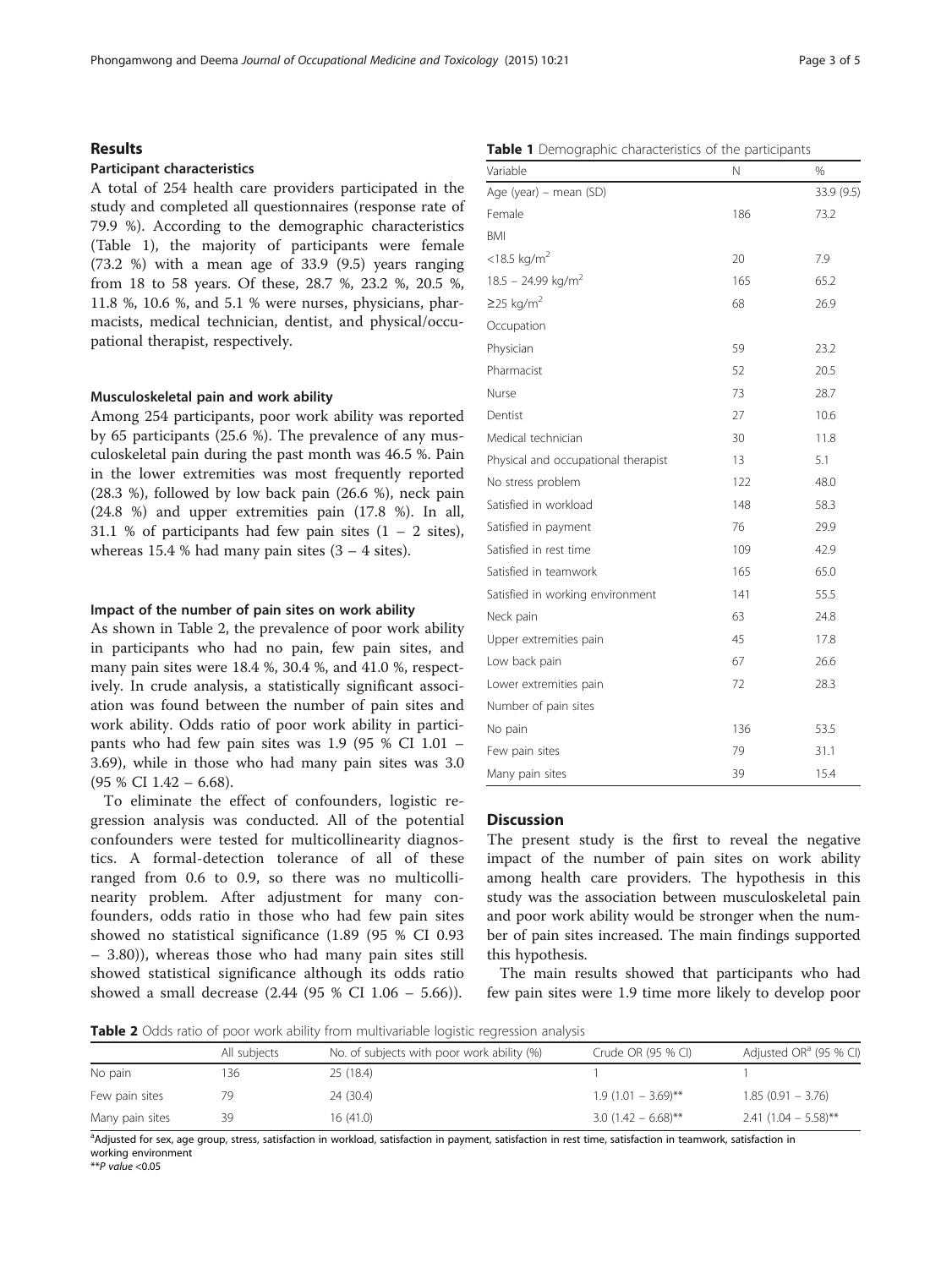## Results

### Participant characteristics

A total of 254 health care providers participated in the study and completed all questionnaires (response rate of 79.9 %). According to the demographic characteristics (Table 1), the majority of participants were female (73.2 %) with a mean age of 33.9 (9.5) years ranging from 18 to 58 years. Of these, 28.7 %, 23.2 %, 20.5 %, 11.8 %, 10.6 %, and 5.1 % were nurses, physicians, pharmacists, medical technician, dentist, and physical/occupational therapist, respectively.

### Musculoskeletal pain and work ability

Among 254 participants, poor work ability was reported by 65 participants (25.6 %). The prevalence of any musculoskeletal pain during the past month was 46.5 %. Pain in the lower extremities was most frequently reported (28.3 %), followed by low back pain (26.6 %), neck pain (24.8 %) and upper extremities pain (17.8 %). In all, 31.1 % of participants had few pain sites (1 – 2 sites), whereas 15.4 % had many pain sites (3 – 4 sites).

### Impact of the number of pain sites on work ability

As shown in Table 2, the prevalence of poor work ability in participants who had no pain, few pain sites, and many pain sites were 18.4 %, 30.4 %, and 41.0 %, respectively. In crude analysis, a statistically significant association was found between the number of pain sites and work ability. Odds ratio of poor work ability in participants who had few pain sites was 1.9 (95 % CI 1.01 – 3.69), while in those who had many pain sites was 3.0 (95 % CI 1.42 – 6.68).

To eliminate the effect of confounders, logistic regression analysis was conducted. All of the potential confounders were tested for multicollinearity diagnostics. A formal-detection tolerance of all of these ranged from 0.6 to 0.9, so there was no multicollinearity problem. After adjustment for many confounders, odds ratio in those who had few pain sites showed no statistical significance (1.89 (95 % CI 0.93 – 3.80)), whereas those who had many pain sites still showed statistical significance although its odds ratio showed a small decrease (2.44 (95 % CI 1.06 – 5.66)).

**Table 1** Demographic characteristics of the participants

| Variable | N | % |
|---|---|---|
| Age (year) – mean (SD) | | 33.9 (9.5) |
| Female | 186 | 73.2 |
| BMI | | |
| <18.5 kg/m$^2$ | 20 | 7.9 |
| 18.5 – 24.99 kg/m$^2$ | 165 | 65.2 |
| ≥25 kg/m$^2$ | 68 | 26.9 |
| Occupation | | |
| Physician | 59 | 23.2 |
| Pharmacist | 52 | 20.5 |
| Nurse | 73 | 28.7 |
| Dentist | 27 | 10.6 |
| Medical technician | 30 | 11.8 |
| Physical and occupational therapist | 13 | 5.1 |
| No stress problem | 122 | 48.0 |
| Satisfied in workload | 148 | 58.3 |
| Satisfied in payment | 76 | 29.9 |
| Satisfied in rest time | 109 | 42.9 |
| Satisfied in teamwork | 165 | 65.0 |
| Satisfied in working environment | 141 | 55.5 |
| Neck pain | 63 | 24.8 |
| Upper extremities pain | 45 | 17.8 |
| Low back pain | 67 | 26.6 |
| Lower extremities pain | 72 | 28.3 |
| Number of pain sites | | |
| No pain | 136 | 53.5 |
| Few pain sites | 79 | 31.1 |
| Many pain sites | 39 | 15.4 |

## Discussion

The present study is the first to reveal the negative impact of the number of pain sites on work ability among health care providers. The hypothesis in this study was the association between musculoskeletal pain and poor work ability would be stronger when the number of pain sites increased. The main findings supported this hypothesis.

The main results showed that participants who had few pain sites were 1.9 time more likely to develop poor

**Table 2** Odds ratio of poor work ability from multivariable logistic regression analysis

| | All subjects | No. of subjects with poor work ability (%) | Crude OR (95 % CI) | Adjusted OR[a] (95 % CI) |
|---|---|---|---|---|
| No pain | 136 | 25 (18.4) | 1 | 1 |
| Few pain sites | 79 | 24 (30.4) | 1.9 (1.01 – 3.69)** | 1.85 (0.91 – 3.76) |
| Many pain sites | 39 | 16 (41.0) | 3.0 (1.42 – 6.68)** | 2.41 (1.04 – 5.58)** |

[a]Adjusted for sex, age group, stress, satisfaction in workload, satisfaction in payment, satisfaction in rest time, satisfaction in teamwork, satisfaction in working environment

**$P$ value <0.05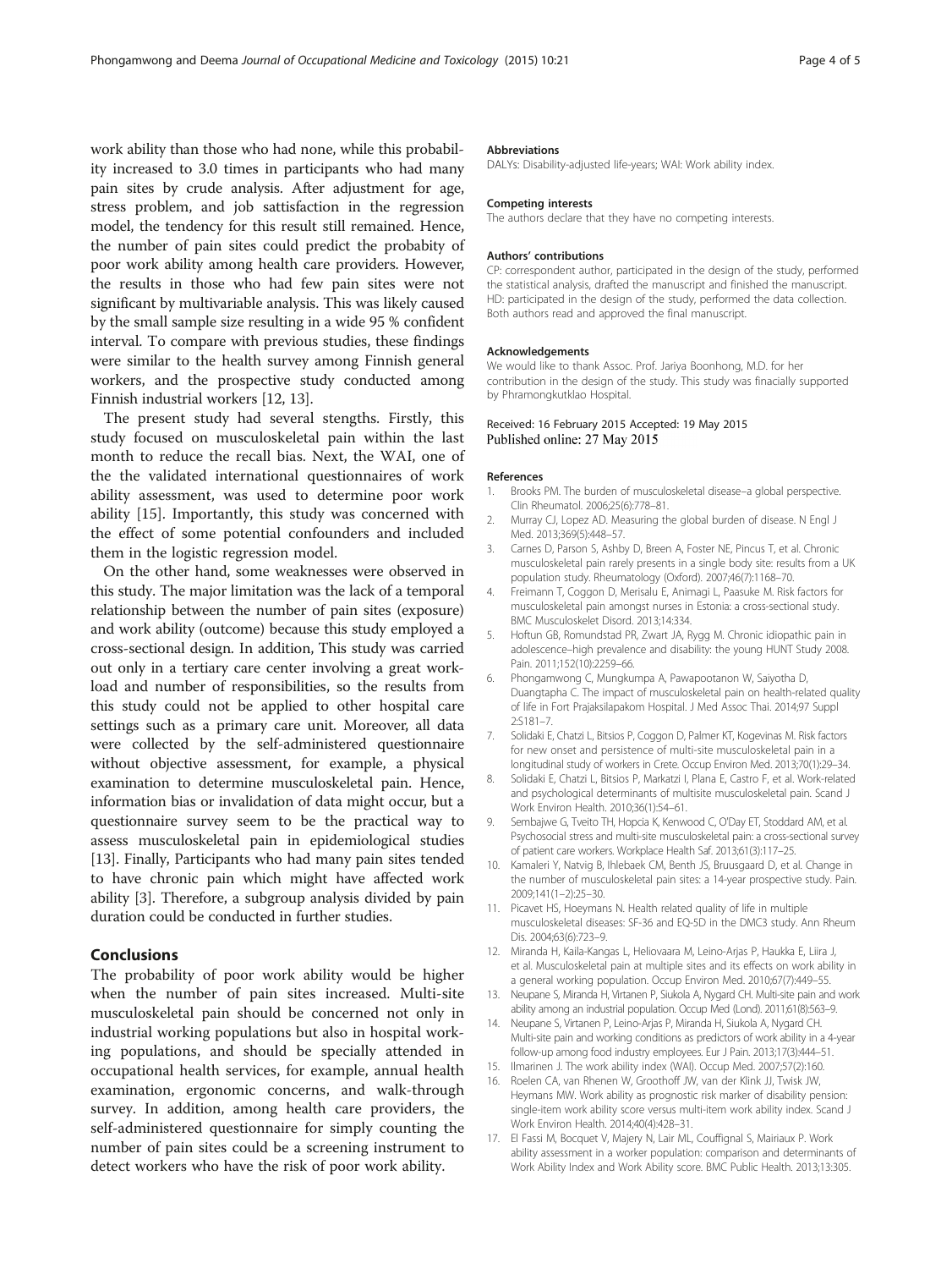work ability than those who had none, while this probability increased to 3.0 times in participants who had many pain sites by crude analysis. After adjustment for age, stress problem, and job sattisfaction in the regression model, the tendency for this result still remained. Hence, the number of pain sites could predict the probabity of poor work ability among health care providers. However, the results in those who had few pain sites were not significant by multivariable analysis. This was likely caused by the small sample size resulting in a wide 95 % confident interval. To compare with previous studies, these findings were similar to the health survey among Finnish general workers, and the prospective study conducted among Finnish industrial workers [12, 13].

The present study had several stengths. Firstly, this study focused on musculoskeletal pain within the last month to reduce the recall bias. Next, the WAI, one of the the validated international questionnaires of work ability assessment, was used to determine poor work ability [15]. Importantly, this study was concerned with the effect of some potential confounders and included them in the logistic regression model.

On the other hand, some weaknesses were observed in this study. The major limitation was the lack of a temporal relationship between the number of pain sites (exposure) and work ability (outcome) because this study employed a cross-sectional design. In addition, This study was carried out only in a tertiary care center involving a great workload and number of responsibilities, so the results from this study could not be applied to other hospital care settings such as a primary care unit. Moreover, all data were collected by the self-administered questionnaire without objective assessment, for example, a physical examination to determine musculoskeletal pain. Hence, information bias or invalidation of data might occur, but a questionnaire survey seem to be the practical way to assess musculoskeletal pain in epidemiological studies [13]. Finally, Participants who had many pain sites tended to have chronic pain which might have affected work ability [3]. Therefore, a subgroup analysis divided by pain duration could be conducted in further studies.

## Conclusions

The probability of poor work ability would be higher when the number of pain sites increased. Multi-site musculoskeletal pain should be concerned not only in industrial working populations but also in hospital working populations, and should be specially attended in occupational health services, for example, annual health examination, ergonomic concerns, and walk-through survey. In addition, among health care providers, the self-administered questionnaire for simply counting the number of pain sites could be a screening instrument to detect workers who have the risk of poor work ability.

#### Abbreviations

DALYs: Disability-adjusted life-years; WAI: Work ability index.

#### Competing interests

The authors declare that they have no competing interests.

#### Authors' contributions

CP: correspondent author, participated in the design of the study, performed the statistical analysis, drafted the manuscript and finished the manuscript. HD: participated in the design of the study, performed the data collection. Both authors read and approved the final manuscript.

#### Acknowledgements

We would like to thank Assoc. Prof. Jariya Boonhong, M.D. for her contribution in the design of the study. This study was finacially supported by Phramongkutklao Hospital.

Received: 16 February 2015 Accepted: 19 May 2015
Published online: 27 May 2015

#### References

1. Brooks PM. The burden of musculoskeletal disease–a global perspective. Clin Rheumatol. 2006;25(6):778–81.
2. Murray CJ, Lopez AD. Measuring the global burden of disease. N Engl J Med. 2013;369(5):448–57.
3. Carnes D, Parson S, Ashby D, Breen A, Foster NE, Pincus T, et al. Chronic musculoskeletal pain rarely presents in a single body site: results from a UK population study. Rheumatology (Oxford). 2007;46(7):1168–70.
4. Freimann T, Coggon D, Merisalu E, Animagi L, Paasuke M. Risk factors for musculoskeletal pain amongst nurses in Estonia: a cross-sectional study. BMC Musculoskelet Disord. 2013;14:334.
5. Hoftun GB, Romundstad PR, Zwart JA, Rygg M. Chronic idiopathic pain in adolescence–high prevalence and disability: the young HUNT Study 2008. Pain. 2011;152(10):2259–66.
6. Phongamwong C, Mungkumpa A, Pawapootanon W, Saiyotha D, Duangtapha C. The impact of musculoskeletal pain on health-related quality of life in Fort Prajaksilapakom Hospital. J Med Assoc Thai. 2014;97 Suppl 2:S181–7.
7. Solidaki E, Chatzi L, Bitsios P, Coggon D, Palmer KT, Kogevinas M. Risk factors for new onset and persistence of multi-site musculoskeletal pain in a longitudinal study of workers in Crete. Occup Environ Med. 2013;70(1):29–34.
8. Solidaki E, Chatzi L, Bitsios P, Markatzi I, Plana E, Castro F, et al. Work-related and psychological determinants of multisite musculoskeletal pain. Scand J Work Environ Health. 2010;36(1):54–61.
9. Sembajwe G, Tveito TH, Hopcia K, Kenwood C, O'Day ET, Stoddard AM, et al. Psychosocial stress and multi-site musculoskeletal pain: a cross-sectional survey of patient care workers. Workplace Health Saf. 2013;61(3):117–25.
10. Kamaleri Y, Natvig B, Ihlebaek CM, Benth JS, Bruusgaard D, et al. Change in the number of musculoskeletal pain sites: a 14-year prospective study. Pain. 2009;141(1–2):25–30.
11. Picavet HS, Hoeymans N. Health related quality of life in multiple musculoskeletal diseases: SF-36 and EQ-5D in the DMC3 study. Ann Rheum Dis. 2004;63(6):723–9.
12. Miranda H, Kaila-Kangas L, Heliovaara M, Leino-Arjas P, Haukka E, Liira J, et al. Musculoskeletal pain at multiple sites and its effects on work ability in a general working population. Occup Environ Med. 2010;67(7):449–55.
13. Neupane S, Miranda H, Virtanen P, Siukola A, Nygard CH. Multi-site pain and work ability among an industrial population. Occup Med (Lond). 2011;61(8):563–9.
14. Neupane S, Virtanen P, Leino-Arjas P, Miranda H, Siukola A, Nygard CH. Multi-site pain and working conditions as predictors of work ability in a 4-year follow-up among food industry employees. Eur J Pain. 2013;17(3):444–51.
15. Ilmarinen J. The work ability index (WAI). Occup Med. 2007;57(2):160.
16. Roelen CA, van Rhenen W, Groothoff JW, van der Klink JJ, Twisk JW, Heymans MW. Work ability as prognostic risk marker of disability pension: single-item work ability score versus multi-item work ability index. Scand J Work Environ Health. 2014;40(4):428–31.
17. El Fassi M, Bocquet V, Majery N, Lair ML, Couffignal S, Mairiaux P. Work ability assessment in a worker population: comparison and determinants of Work Ability Index and Work Ability score. BMC Public Health. 2013;13:305.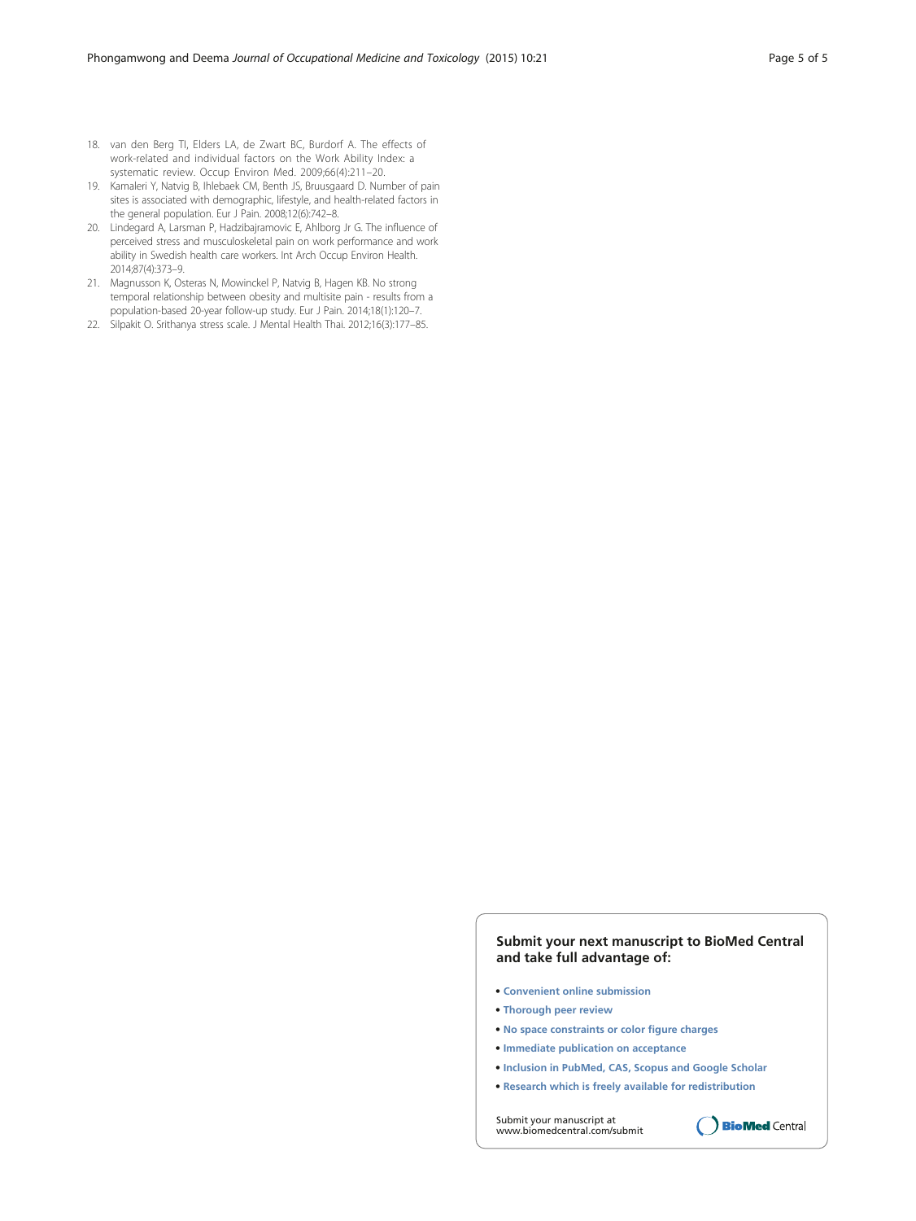18. van den Berg TI, Elders LA, de Zwart BC, Burdorf A. The effects of work-related and individual factors on the Work Ability Index: a systematic review. Occup Environ Med. 2009;66(4):211–20.
19. Kamaleri Y, Natvig B, Ihlebaek CM, Benth JS, Bruusgaard D. Number of pain sites is associated with demographic, lifestyle, and health-related factors in the general population. Eur J Pain. 2008;12(6):742–8.
20. Lindegard A, Larsman P, Hadzibajramovic E, Ahlborg Jr G. The influence of perceived stress and musculoskeletal pain on work performance and work ability in Swedish health care workers. Int Arch Occup Environ Health. 2014;87(4):373–9.
21. Magnusson K, Osteras N, Mowinckel P, Natvig B, Hagen KB. No strong temporal relationship between obesity and multisite pain - results from a population-based 20-year follow-up study. Eur J Pain. 2014;18(1):120–7.
22. Silpakit O. Srithanya stress scale. J Mental Health Thai. 2012;16(3):177–85.

**Submit your next manuscript to BioMed Central and take full advantage of:**

- **Convenient online submission**
- **Thorough peer review**
- **No space constraints or color figure charges**
- **Immediate publication on acceptance**
- **Inclusion in PubMed, CAS, Scopus and Google Scholar**
- **Research which is freely available for redistribution**

Submit your manuscript at
www.biomedcentral.com/submit

BioMed Central